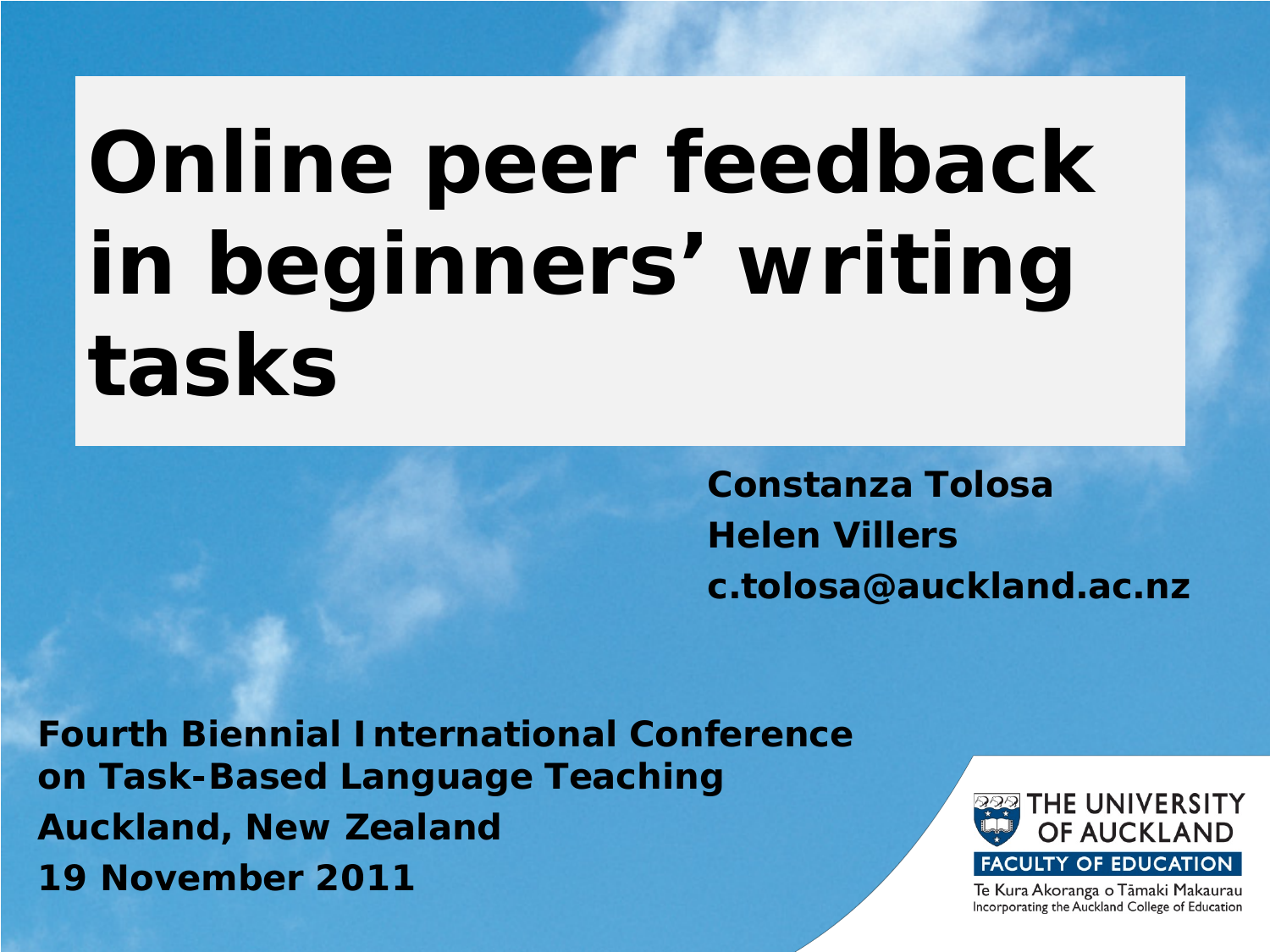# Online peer feedback in beginners' writing tasks

**Constanza Tolosa**
**Helen Villers**
**c.tolosa@auckland.ac.nz**

**Fourth Biennial International Conference on Task-Based Language Teaching**
**Auckland, New Zealand**
**19 November 2011**

THE UNIVERSITY OF AUCKLAND
FACULTY OF EDUCATION
Te Kura Akoranga o Tāmaki Makaurau
Incorporating the Auckland College of Education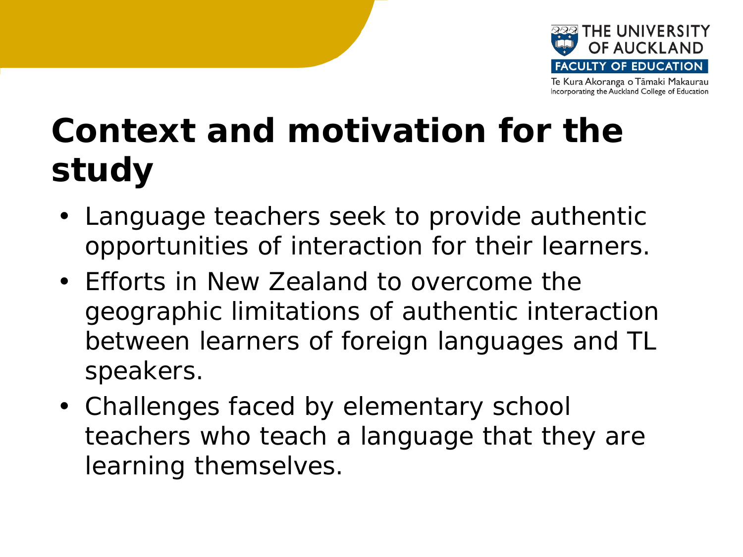# Context and motivation for the study

- Language teachers seek to provide authentic opportunities of interaction for their learners.
- Efforts in New Zealand to overcome the geographic limitations of authentic interaction between learners of foreign languages and TL speakers.
- Challenges faced by elementary school teachers who teach a language that they are learning themselves.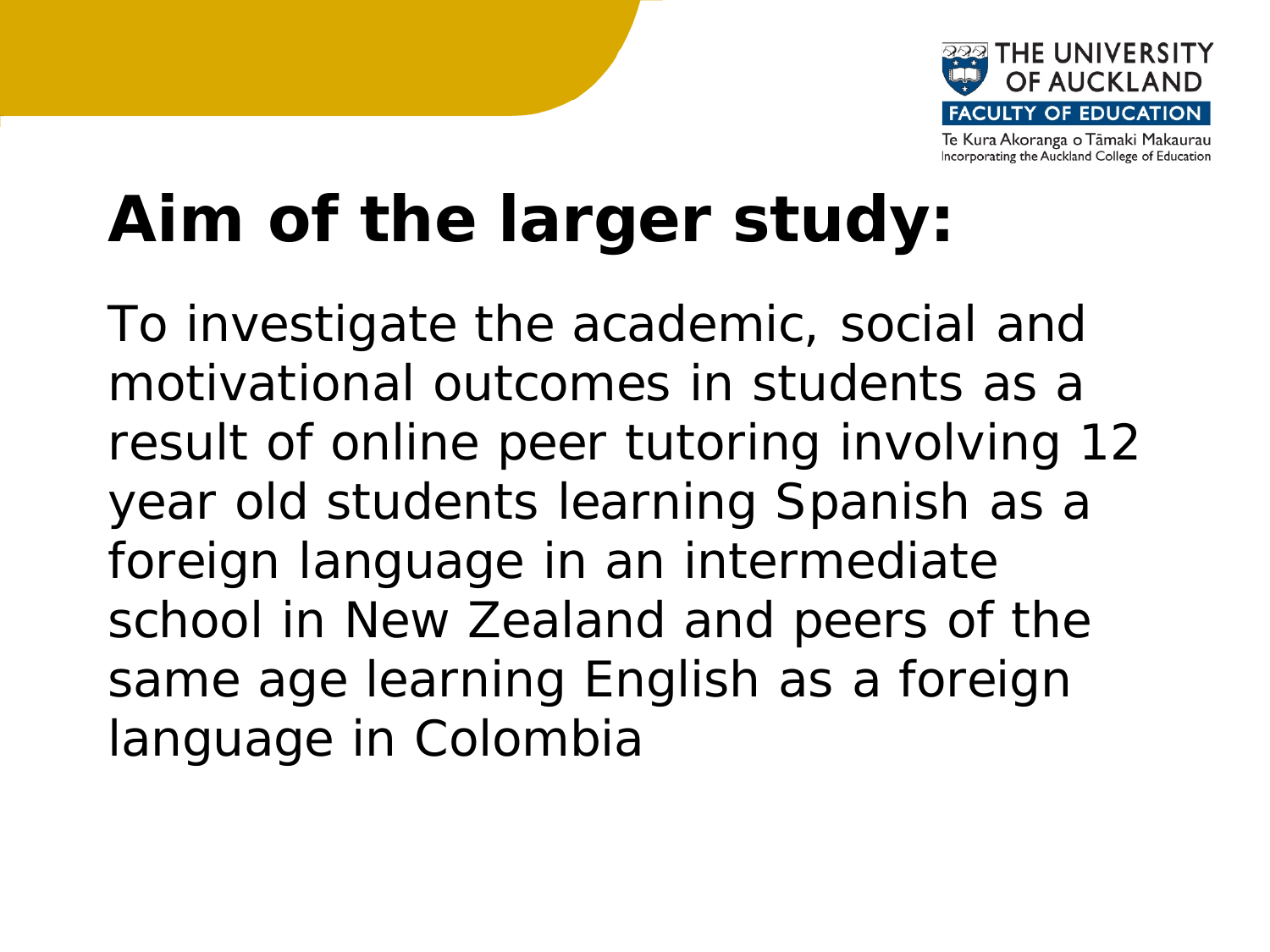# Aim of the larger study:

To investigate the academic, social and motivational outcomes in students as a result of online peer tutoring involving 12 year old students learning Spanish as a foreign language in an intermediate school in New Zealand and peers of the same age learning English as a foreign language in Colombia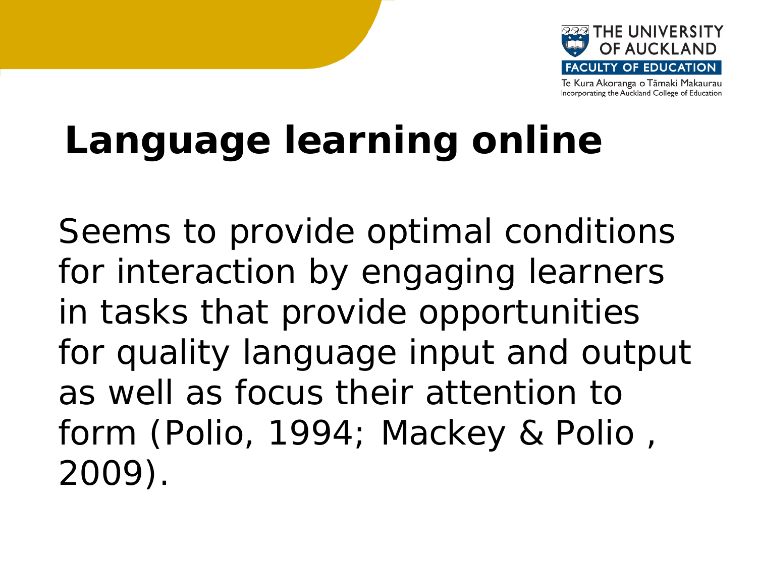# Language learning online

Seems to provide optimal conditions for interaction by engaging learners in tasks that provide opportunities for quality language input and output as well as focus their attention to form (Polio, 1994; Mackey & Polio , 2009).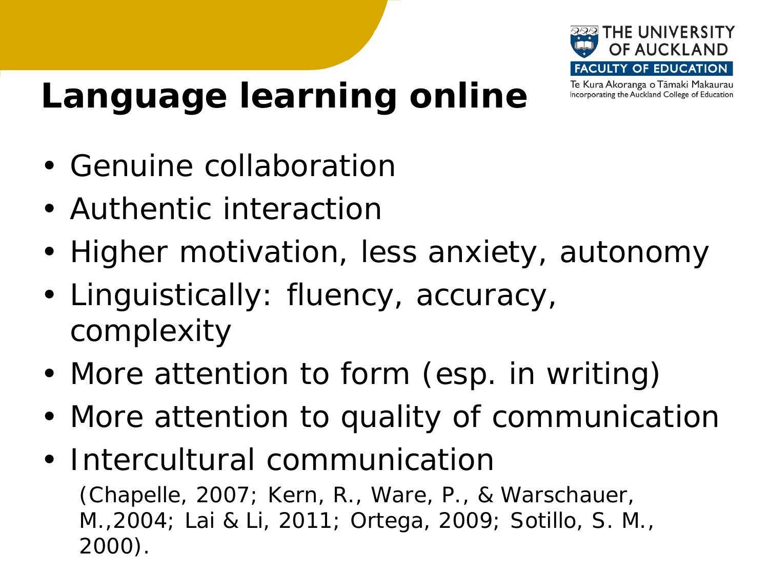# Language learning online

- Genuine collaboration
- Authentic interaction
- Higher motivation, less anxiety, autonomy
- Linguistically: fluency, accuracy, complexity
- More attention to form (esp. in writing)
- More attention to quality of communication
- Intercultural communication

  (Chapelle, 2007; Kern, R., Ware, P., & Warschauer, M.,2004; Lai & Li, 2011; Ortega, 2009; Sotillo, S. M., 2000).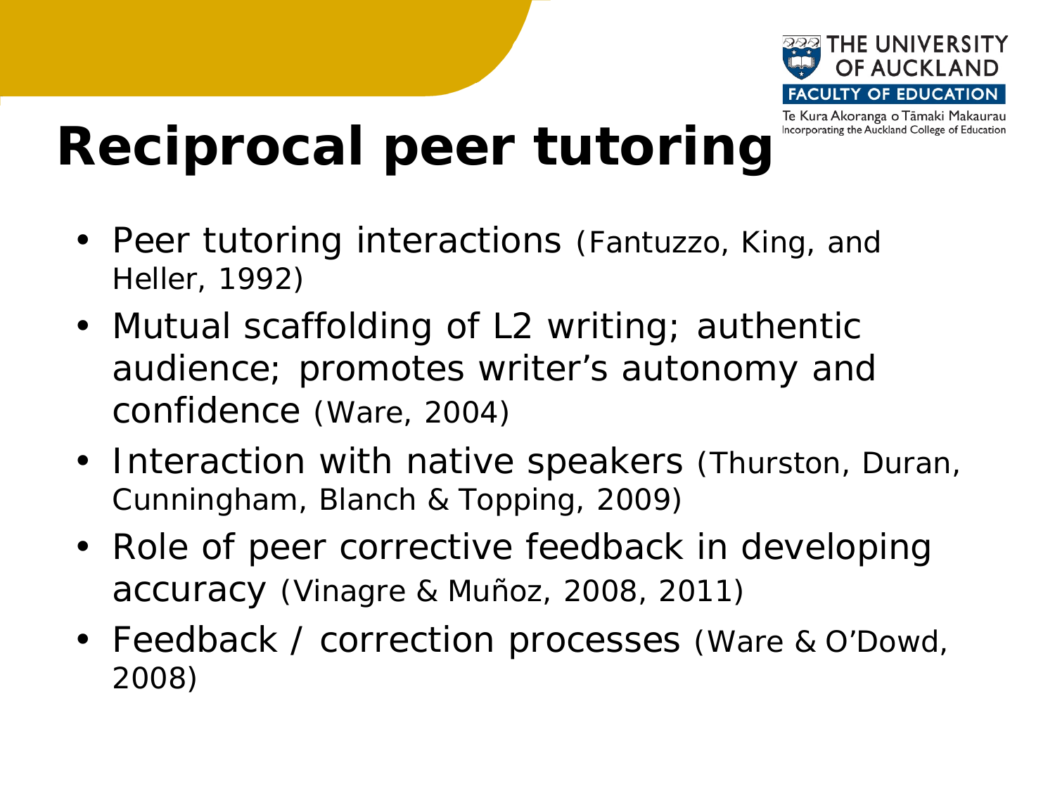# Reciprocal peer tutoring

- Peer tutoring interactions (Fantuzzo, King, and Heller, 1992)
- Mutual scaffolding of L2 writing; authentic audience; promotes writer's autonomy and confidence (Ware, 2004)
- Interaction with native speakers (Thurston, Duran, Cunningham, Blanch & Topping, 2009)
- Role of peer corrective feedback in developing accuracy (Vinagre & Muñoz, 2008, 2011)
- Feedback / correction processes (Ware & O'Dowd, 2008)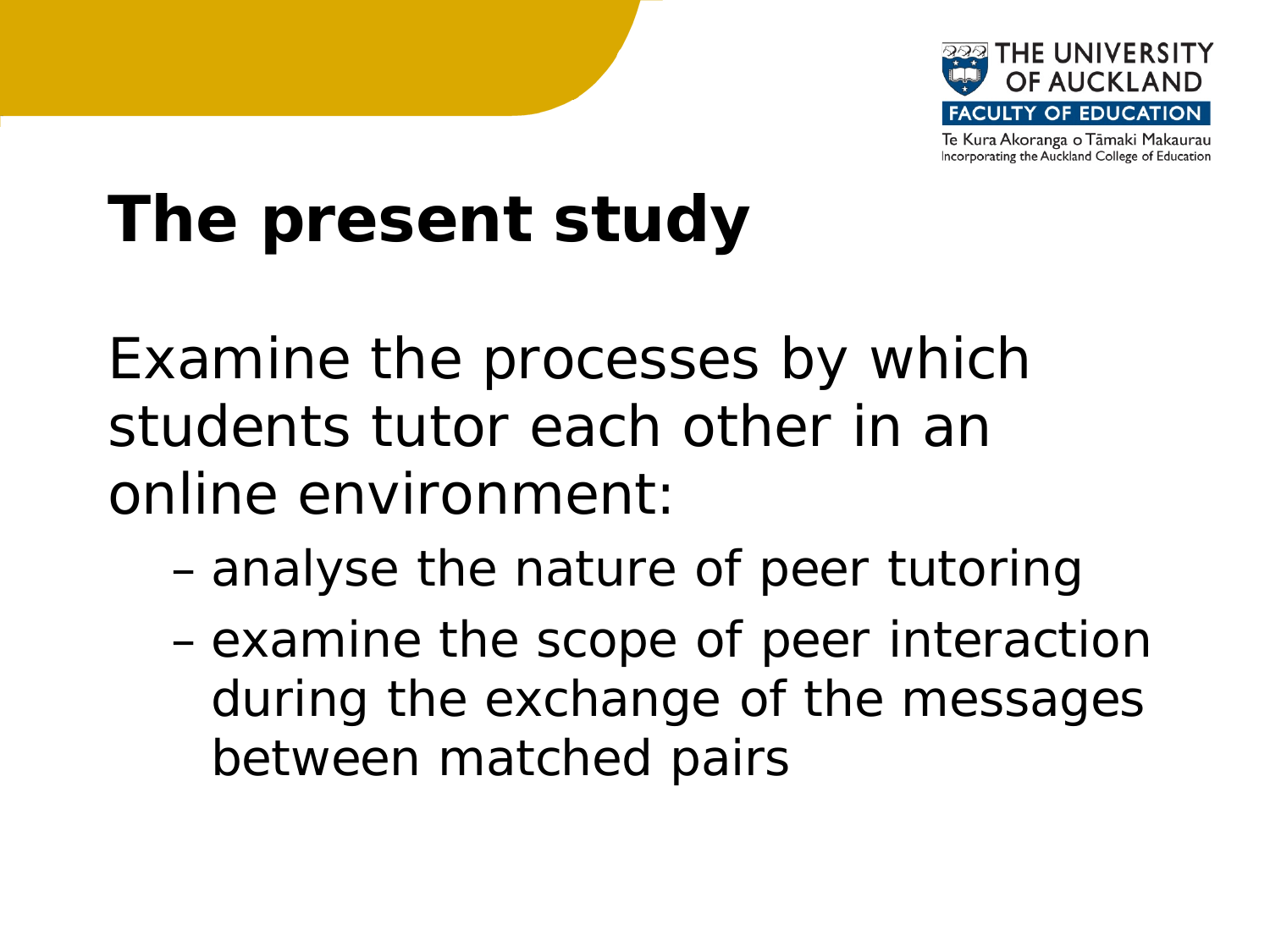# The present study

Examine the processes by which students tutor each other in an online environment:

- analyse the nature of peer tutoring
- examine the scope of peer interaction during the exchange of the messages between matched pairs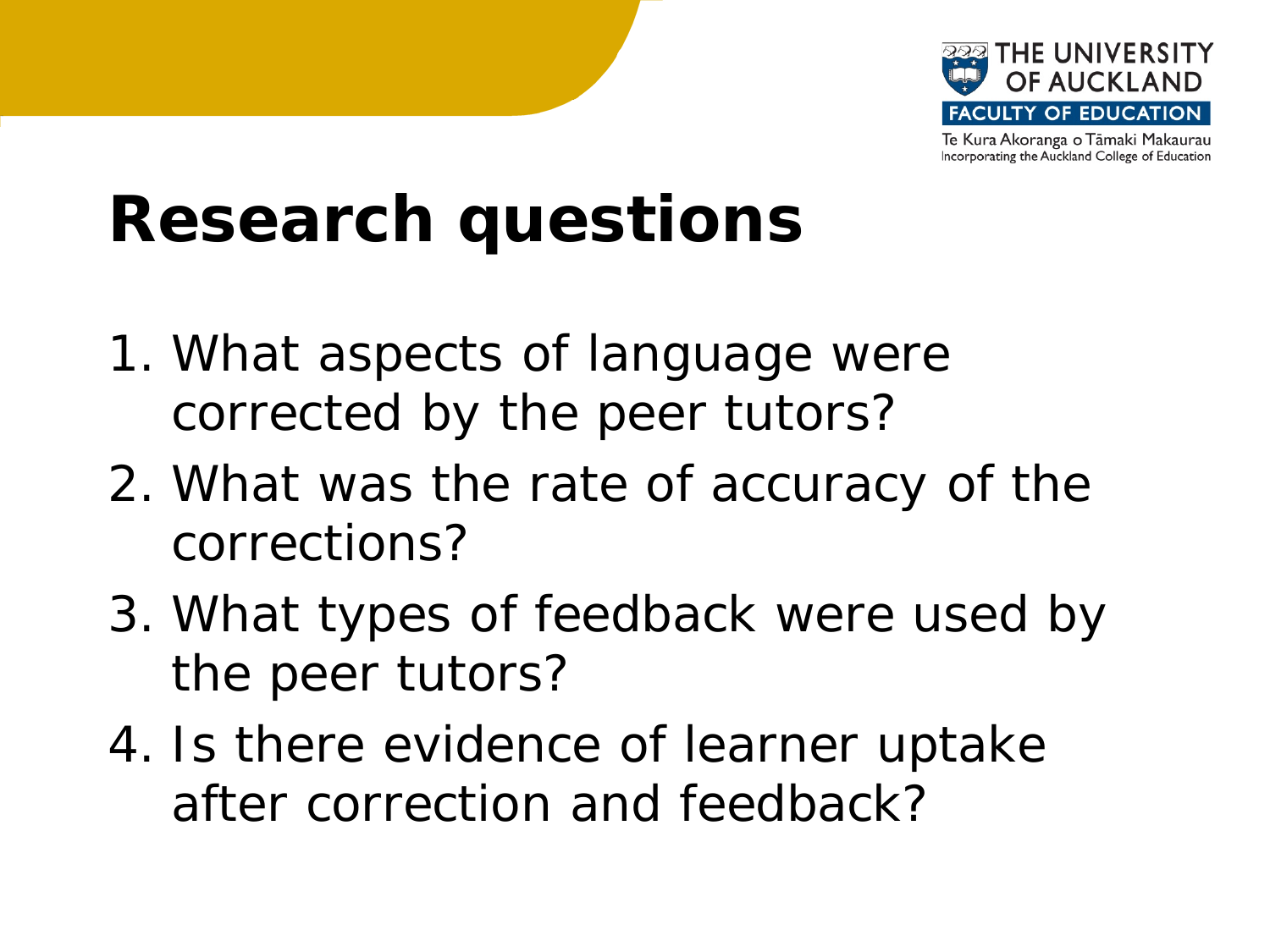# Research questions

1. What aspects of language were corrected by the peer tutors?
2. What was the rate of accuracy of the corrections?
3. What types of feedback were used by the peer tutors?
4. Is there evidence of learner uptake after correction and feedback?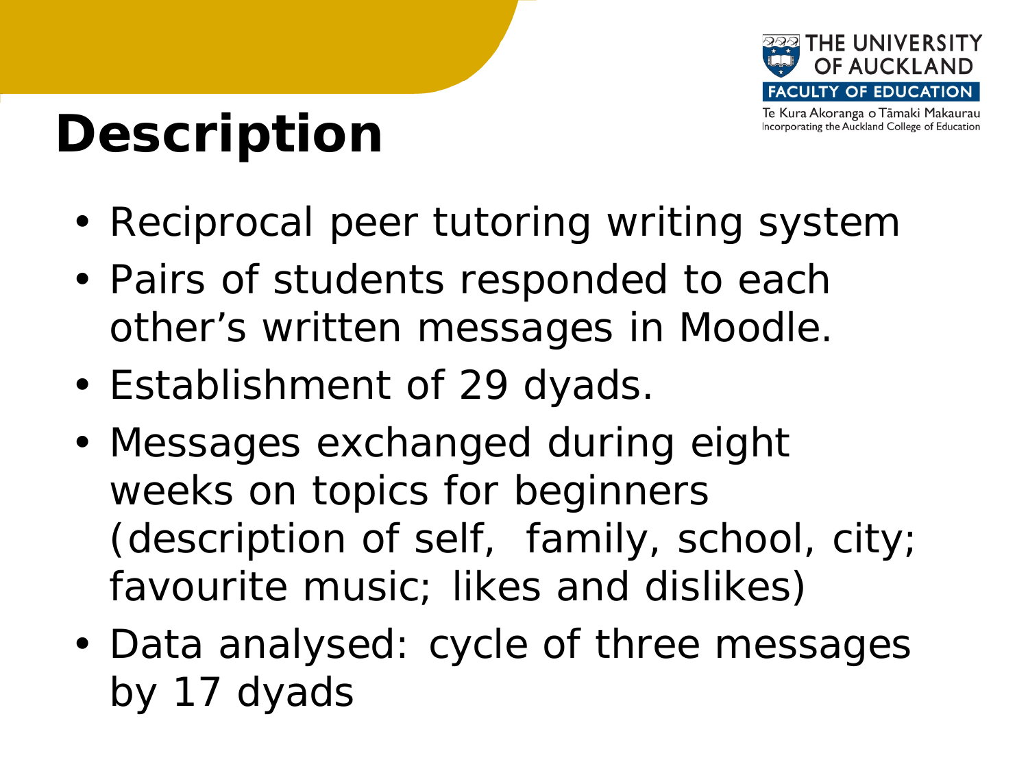# Description

- Reciprocal peer tutoring writing system
- Pairs of students responded to each other's written messages in Moodle.
- Establishment of 29 dyads.
- Messages exchanged during eight weeks on topics for beginners (description of self, family, school, city; favourite music; likes and dislikes)
- Data analysed: cycle of three messages by 17 dyads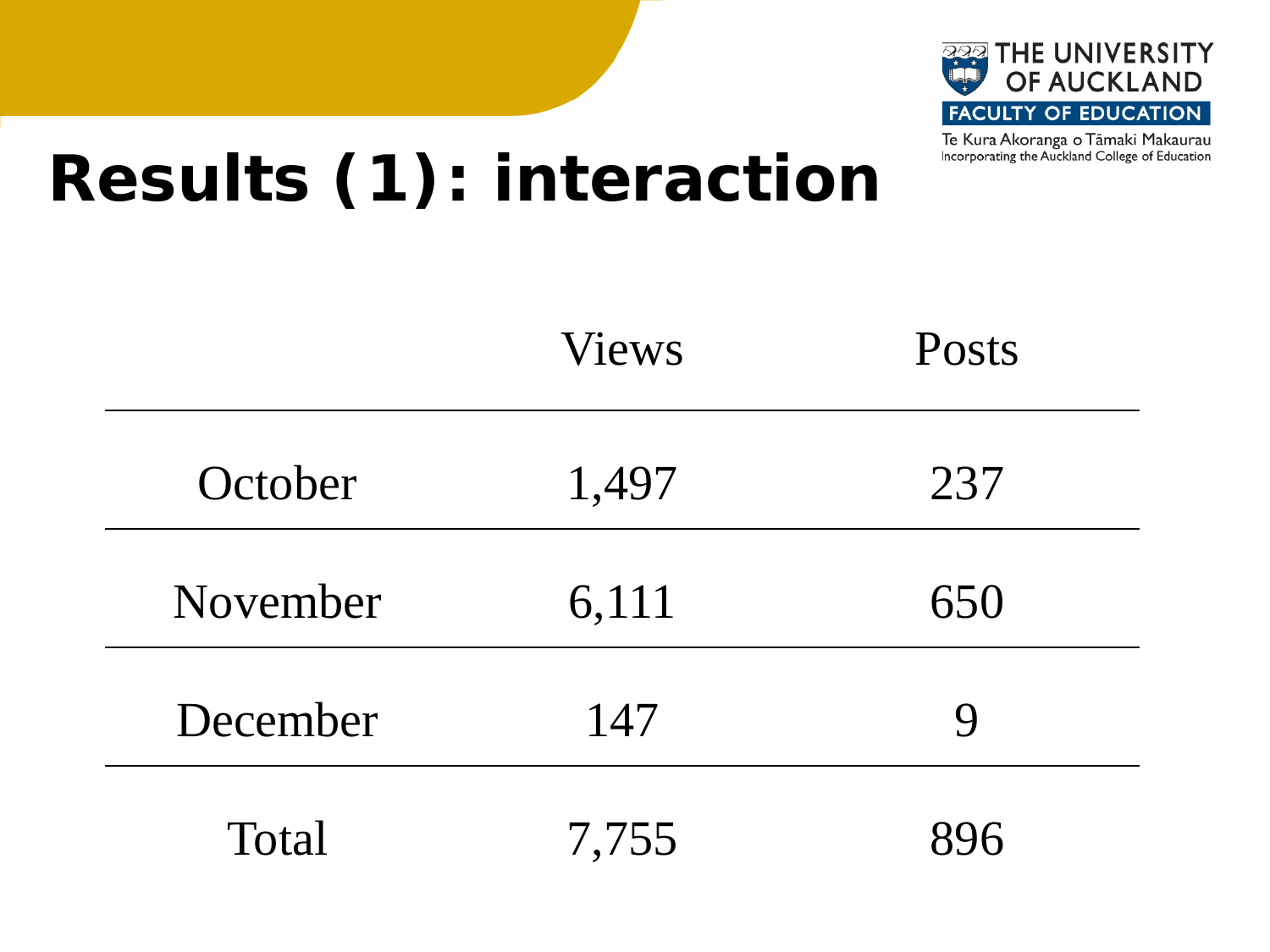# Results (1): interaction

| | Views | Posts |
|---|---|---|
| October | 1,497 | 237 |
| November | 6,111 | 650 |
| December | 147 | 9 |
| Total | 7,755 | 896 |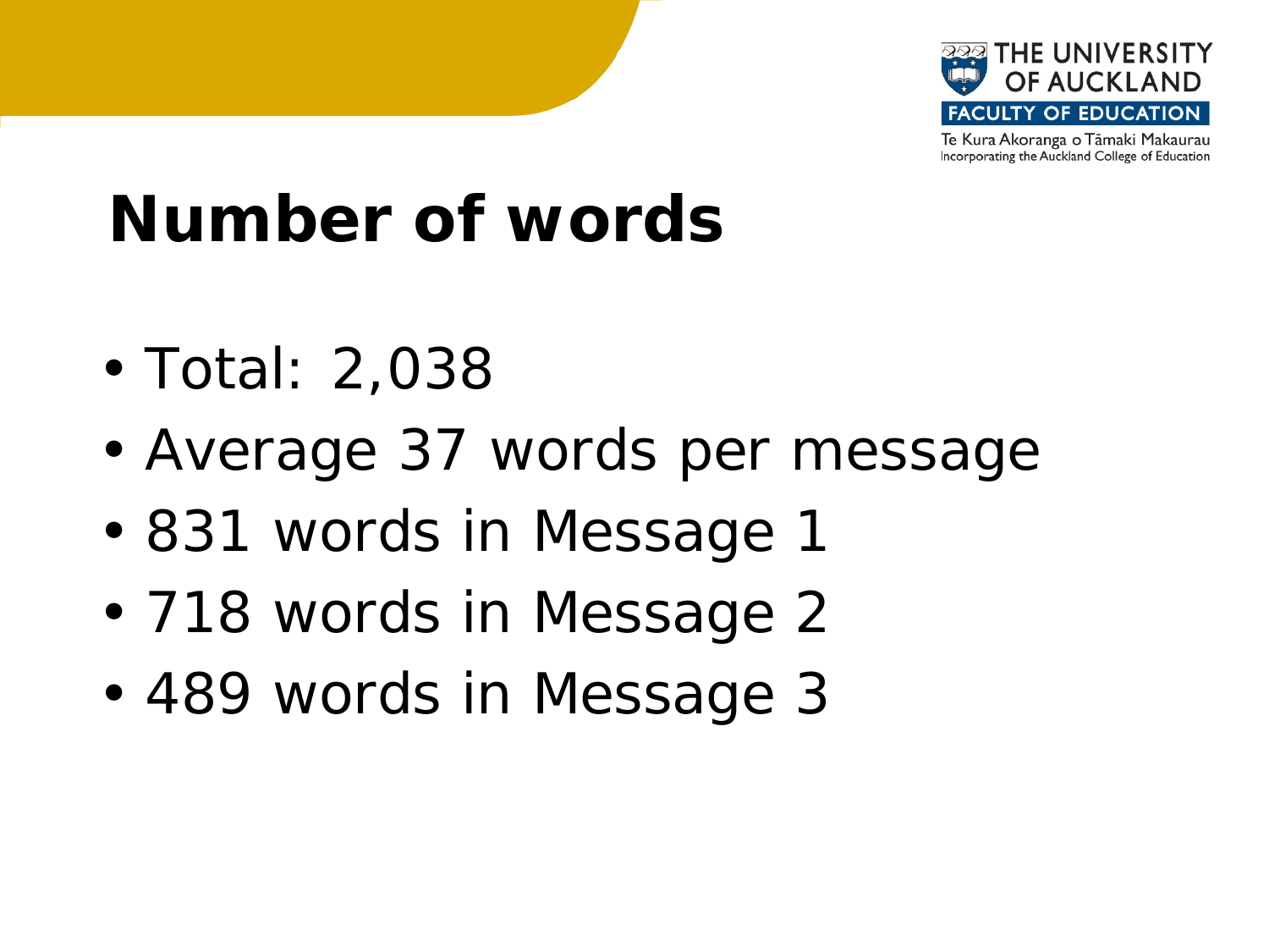# Number of words

- Total: 2,038
- Average 37 words per message
- 831 words in Message 1
- 718 words in Message 2
- 489 words in Message 3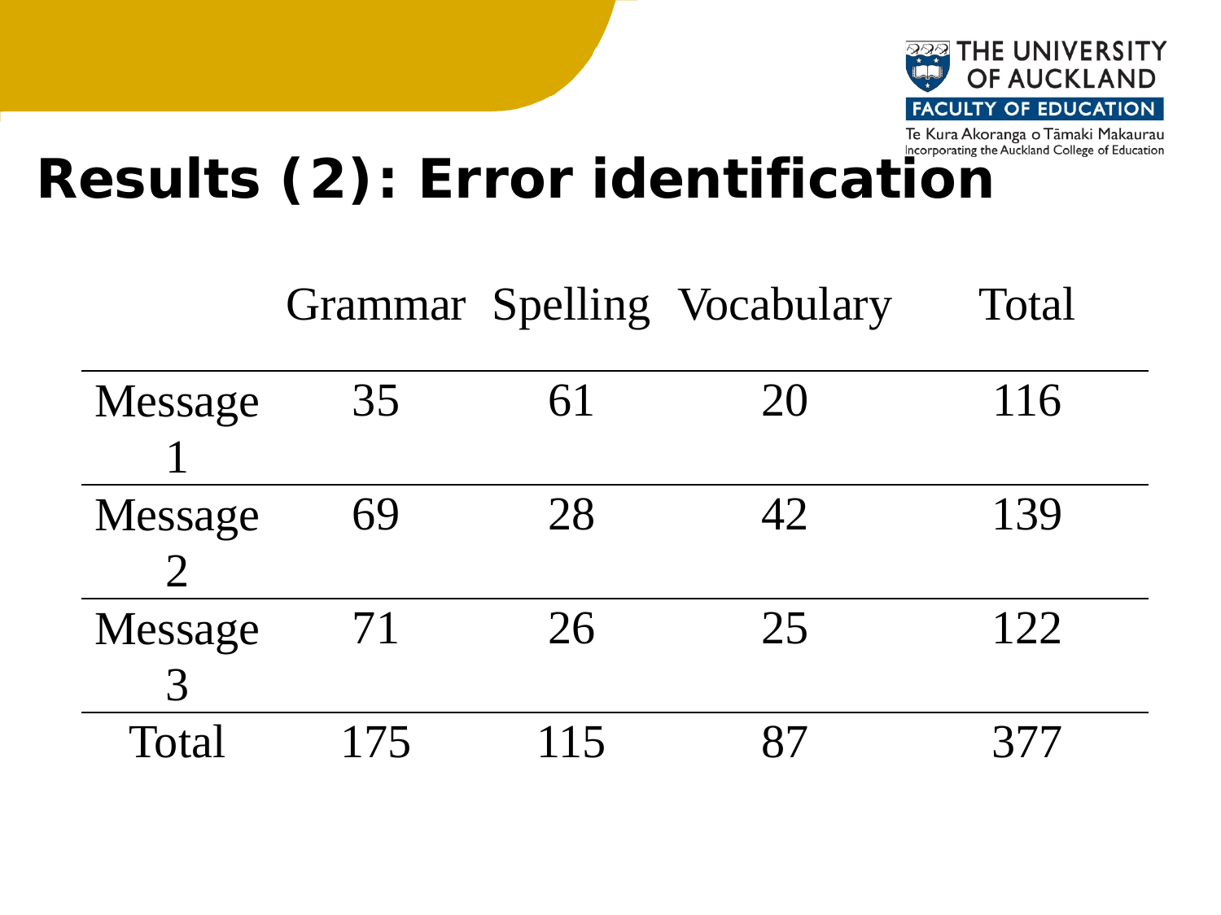# Results (2): Error identification

| | Grammar | Spelling | Vocabulary | Total |
|---|---|---|---|---|
| Message 1 | 35 | 61 | 20 | 116 |
| Message 2 | 69 | 28 | 42 | 139 |
| Message 3 | 71 | 26 | 25 | 122 |
| Total | 175 | 115 | 87 | 377 |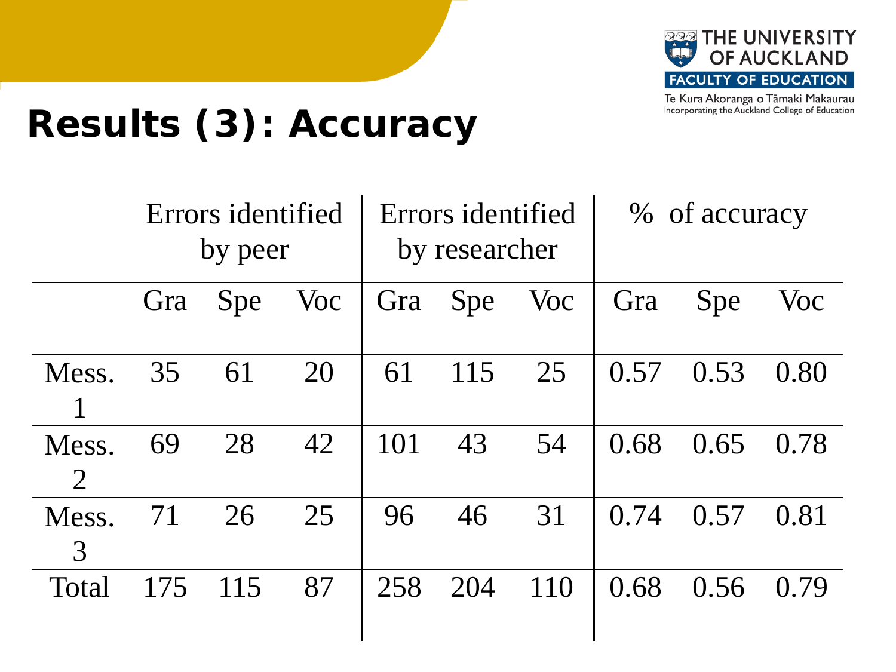# Results (3): Accuracy

| | Errors identified by peer | | | Errors identified by researcher | | | % of accuracy | | |
|---|---|---|---|---|---|---|---|---|---|
| | Gra | Spe | Voc | Gra | Spe | Voc | Gra | Spe | Voc |
| Mess. 1 | 35 | 61 | 20 | 61 | 115 | 25 | 0.57 | 0.53 | 0.80 |
| Mess. 2 | 69 | 28 | 42 | 101 | 43 | 54 | 0.68 | 0.65 | 0.78 |
| Mess. 3 | 71 | 26 | 25 | 96 | 46 | 31 | 0.74 | 0.57 | 0.81 |
| Total | 175 | 115 | 87 | 258 | 204 | 110 | 0.68 | 0.56 | 0.79 |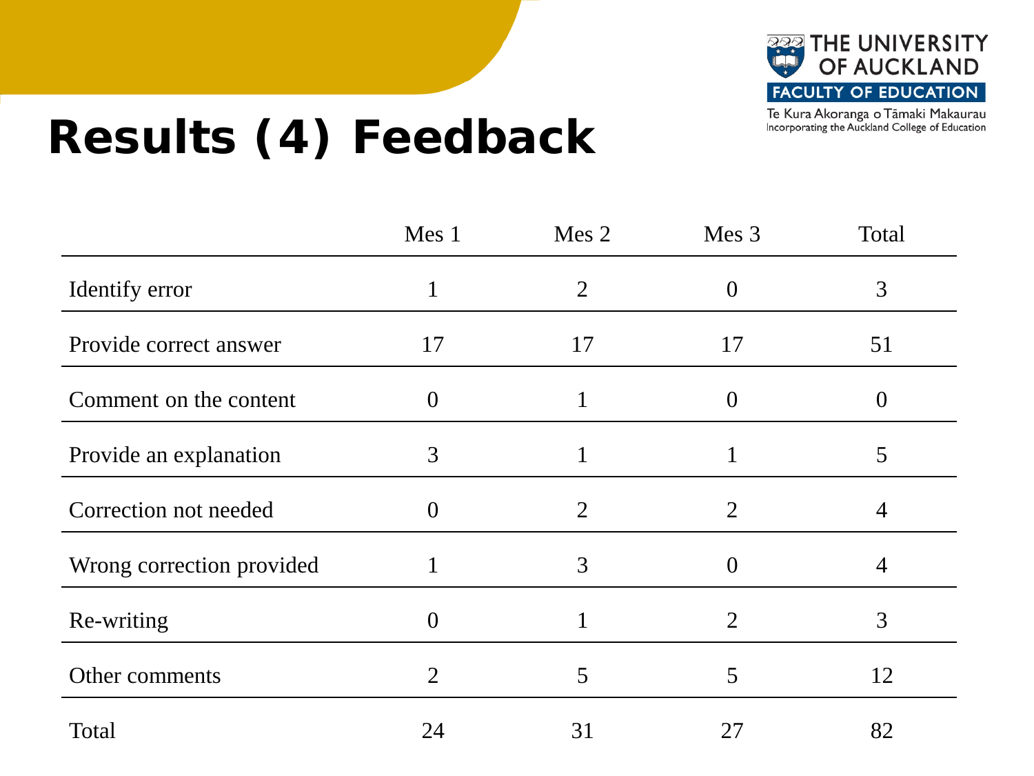# Results (4) Feedback

| | Mes 1 | Mes 2 | Mes 3 | Total |
|---|---|---|---|---|
| Identify error | 1 | 2 | 0 | 3 |
| Provide correct answer | 17 | 17 | 17 | 51 |
| Comment on the content | 0 | 1 | 0 | 0 |
| Provide an explanation | 3 | 1 | 1 | 5 |
| Correction not needed | 0 | 2 | 2 | 4 |
| Wrong correction provided | 1 | 3 | 0 | 4 |
| Re-writing | 0 | 1 | 2 | 3 |
| Other comments | 2 | 5 | 5 | 12 |
| Total | 24 | 31 | 27 | 82 |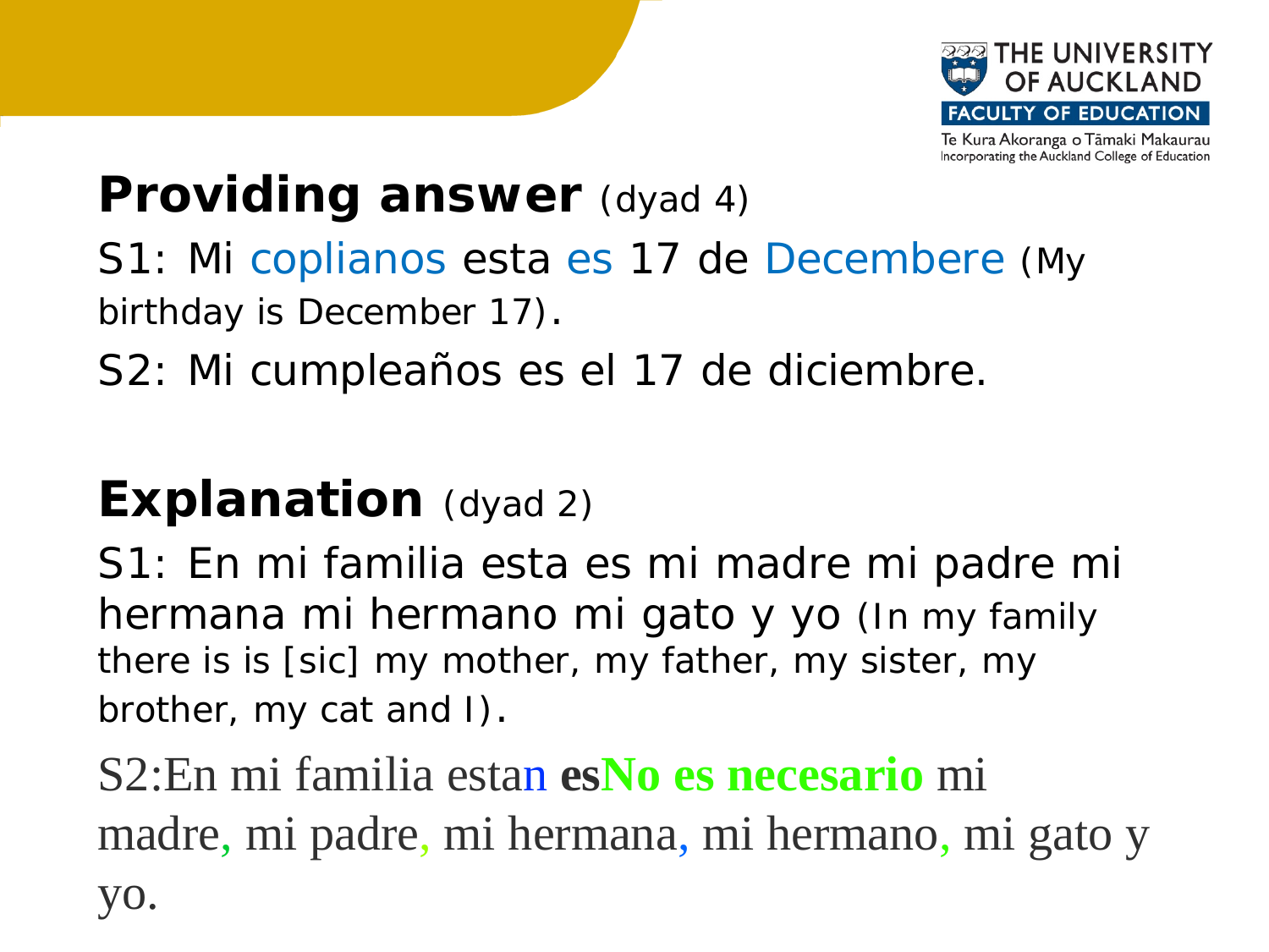## **Providing answer** (dyad 4)

S1: Mi coplianos esta es 17 de Decembere (My birthday is December 17).

S2: Mi cumpleaños es el 17 de diciembre.

## **Explanation** (dyad 2)

S1: En mi familia esta es mi madre mi padre mi hermana mi hermano mi gato y yo (In my family there is is [sic] my mother, my father, my sister, my brother, my cat and I).

S2:En mi familia estan **esNo es necesario** mi madre, mi padre, mi hermana, mi hermano, mi gato y yo.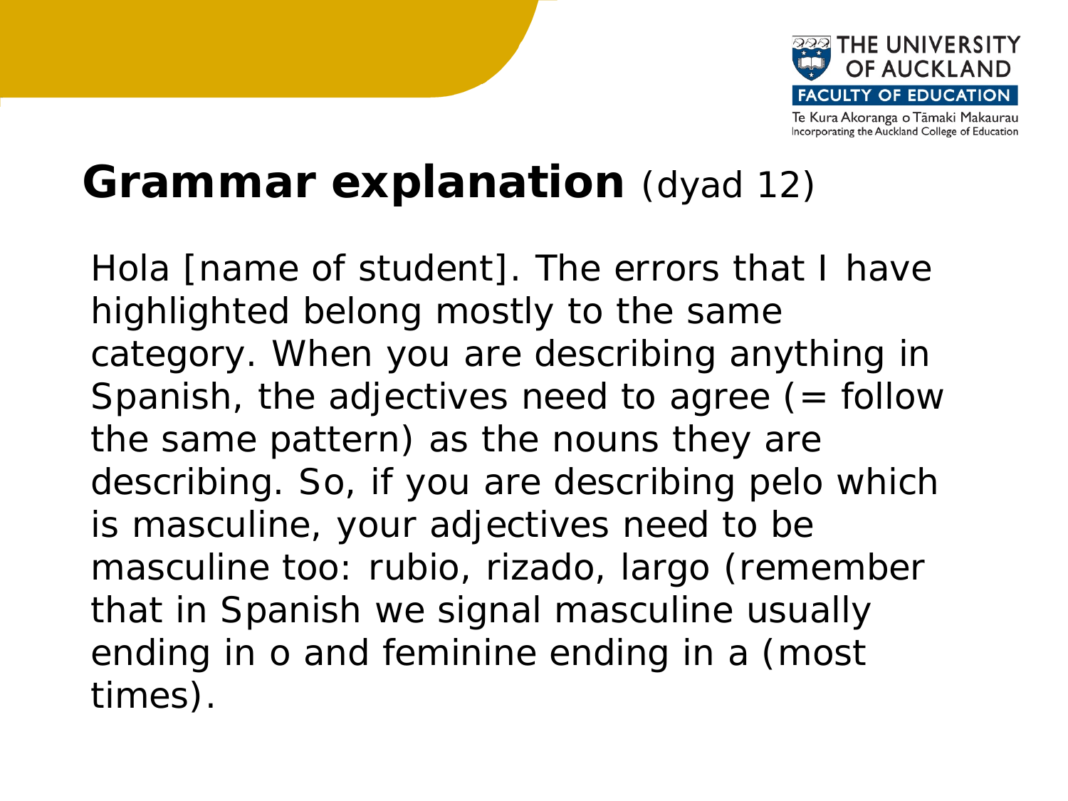# **Grammar explanation** (dyad 12)

Hola [name of student]. The errors that I have highlighted belong mostly to the same category. When you are describing anything in Spanish, the adjectives need to agree (= follow the same pattern) as the nouns they are describing. So, if you are describing pelo which is masculine, your adjectives need to be masculine too: rubio, rizado, largo (remember that in Spanish we signal masculine usually ending in o and feminine ending in a (most times).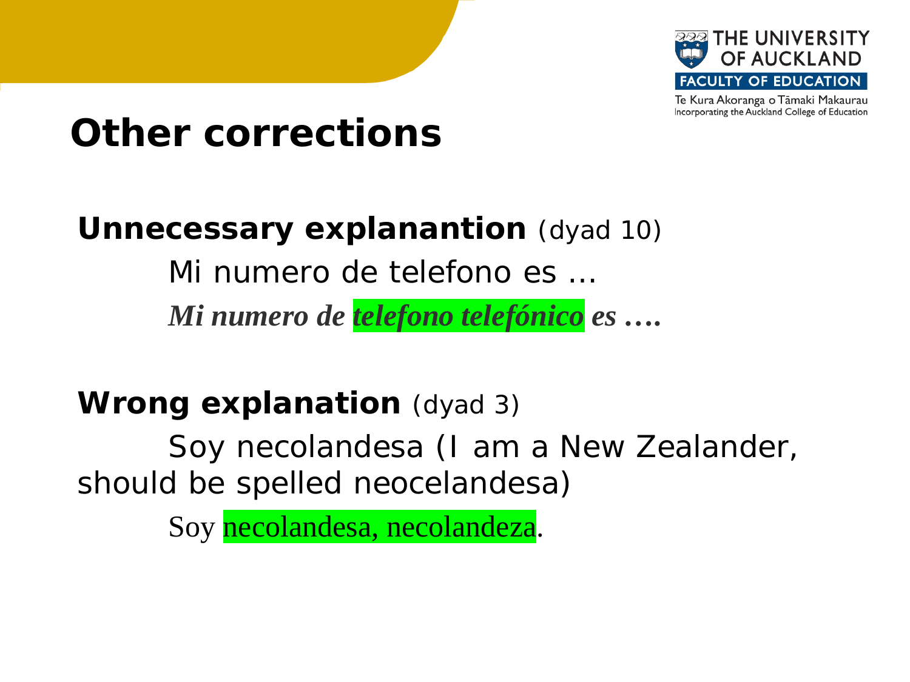# Other corrections

**Unnecessary explanantion** (dyad 10)

Mi numero de telefono es …

***Mi numero de telefono telefónico es ….***

**Wrong explanation** (dyad 3)

Soy necolandesa (I am a New Zealander, should be spelled neocelandesa)

Soy necolandesa, necolandeza.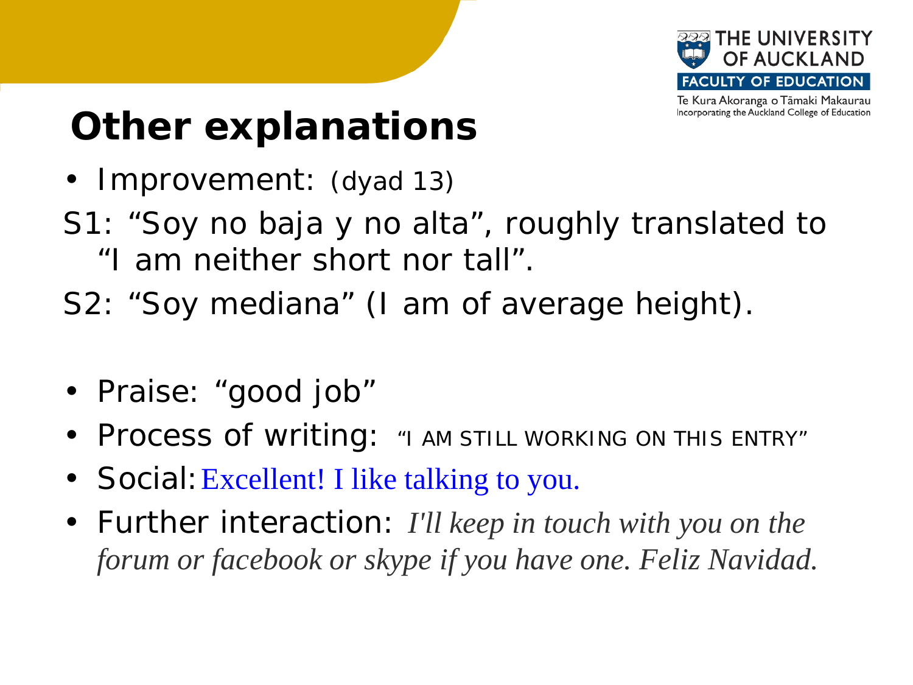# Other explanations

- Improvement: (dyad 13)

S1: “Soy no baja y no alta”, roughly translated to “I am neither short nor tall”.

S2: “Soy mediana” (I am of average height).

- Praise: “good job”
- Process of writing: “I AM STILL WORKING ON THIS ENTRY”
- Social: Excellent! I like talking to you.
- Further interaction: *I'll keep in touch with you on the forum or facebook or skype if you have one. Feliz Navidad.*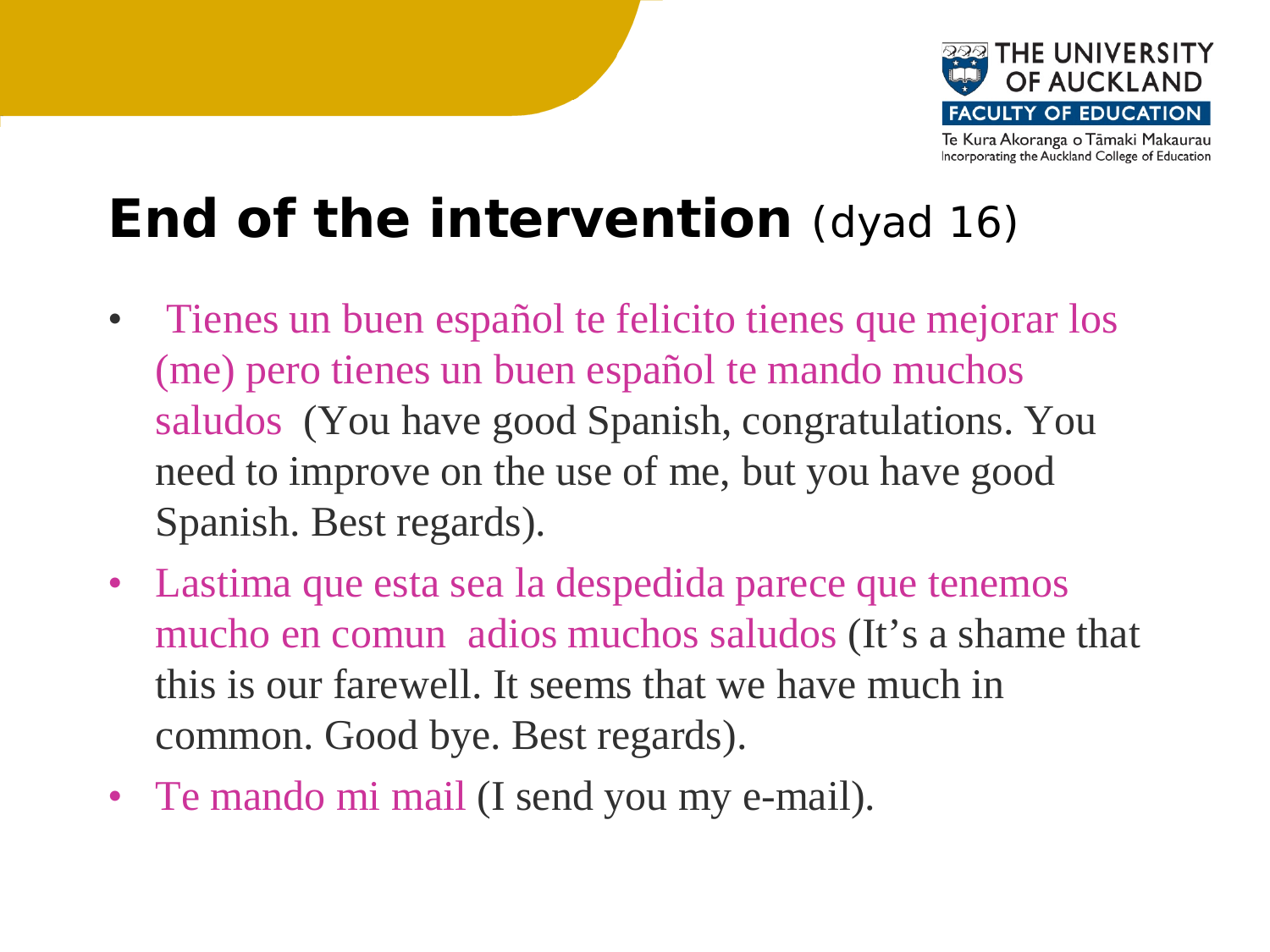# End of the intervention (dyad 16)

- Tienes un buen español te felicito tienes que mejorar los (me) pero tienes un buen español te mando muchos saludos (You have good Spanish, congratulations. You need to improve on the use of me, but you have good Spanish. Best regards).
- Lastima que esta sea la despedida parece que tenemos mucho en comun adios muchos saludos (It's a shame that this is our farewell. It seems that we have much in common. Good bye. Best regards).
- Te mando mi mail (I send you my e-mail).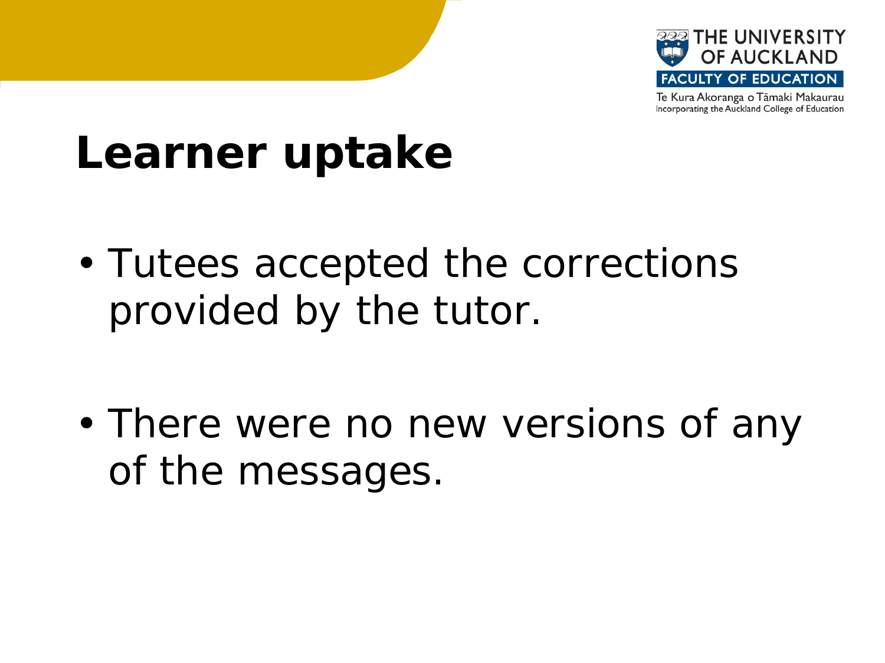# Learner uptake

- Tutees accepted the corrections provided by the tutor.

- There were no new versions of any of the messages.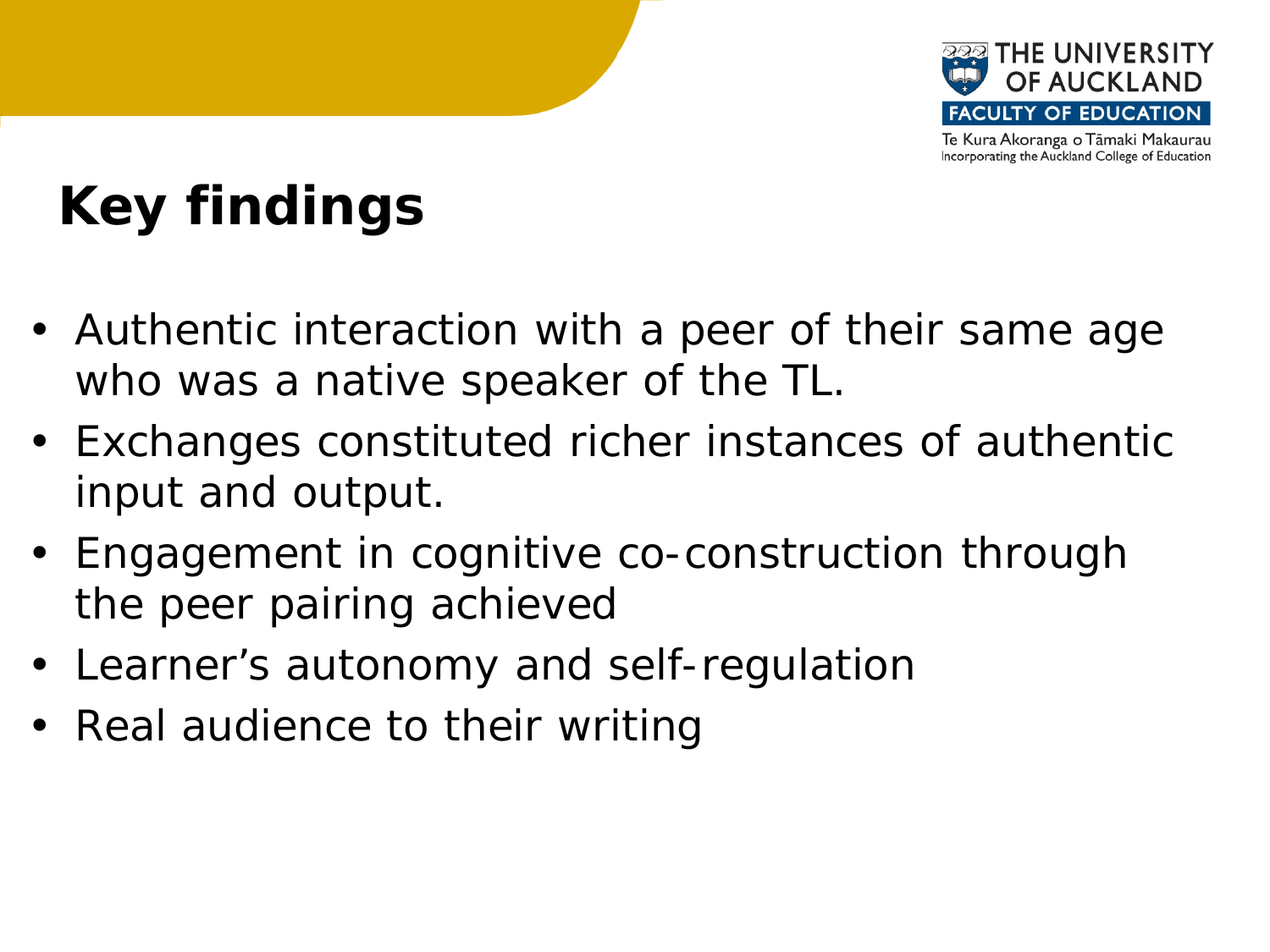# Key findings

- Authentic interaction with a peer of their same age who was a native speaker of the TL.
- Exchanges constituted richer instances of authentic input and output.
- Engagement in cognitive co-construction through the peer pairing achieved
- Learner's autonomy and self-regulation
- Real audience to their writing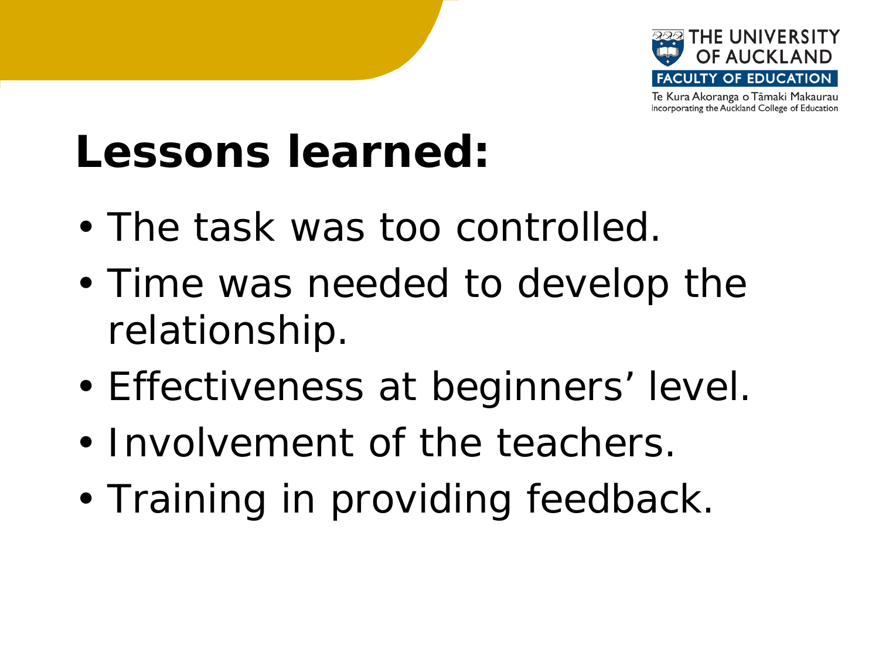# Lessons learned:

- The task was too controlled.
- Time was needed to develop the relationship.
- Effectiveness at beginners' level.
- Involvement of the teachers.
- Training in providing feedback.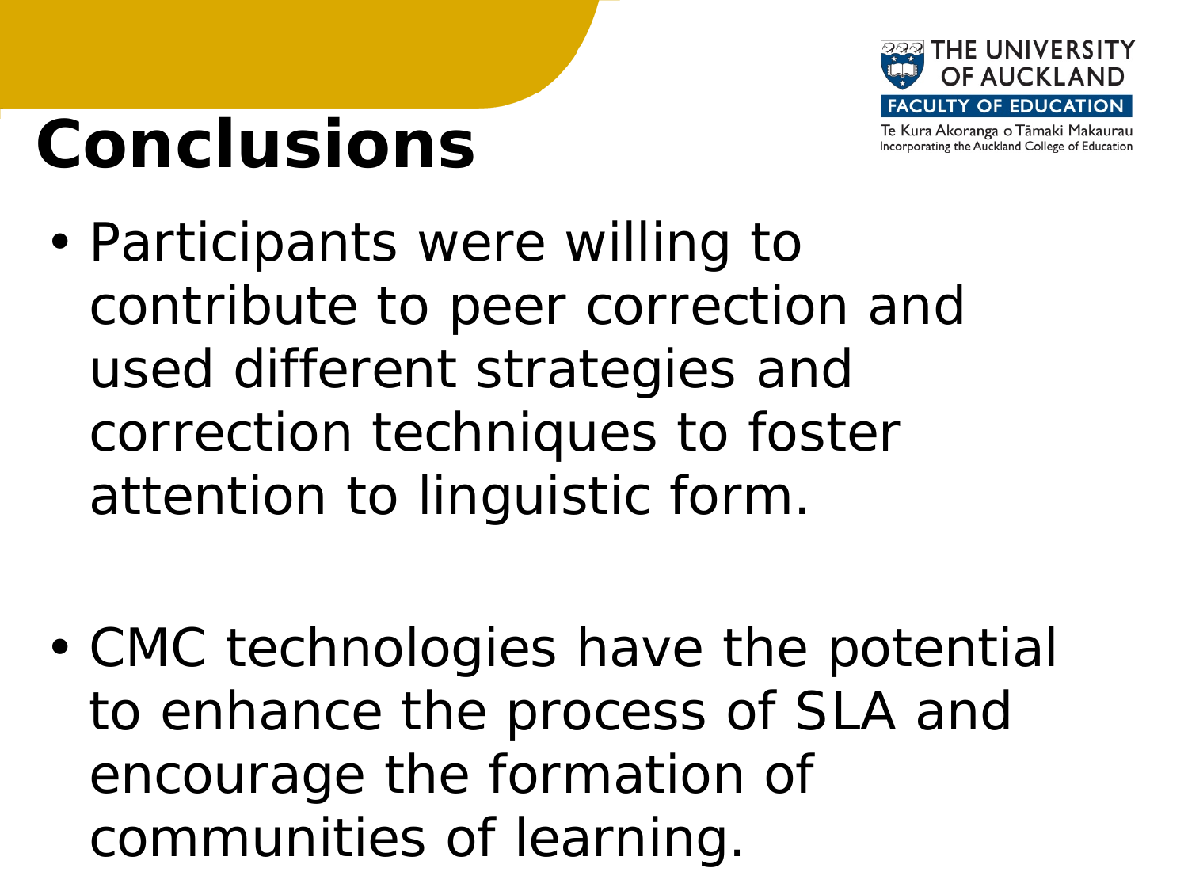# Conclusions

- Participants were willing to contribute to peer correction and used different strategies and correction techniques to foster attention to linguistic form.

- CMC technologies have the potential to enhance the process of SLA and encourage the formation of communities of learning.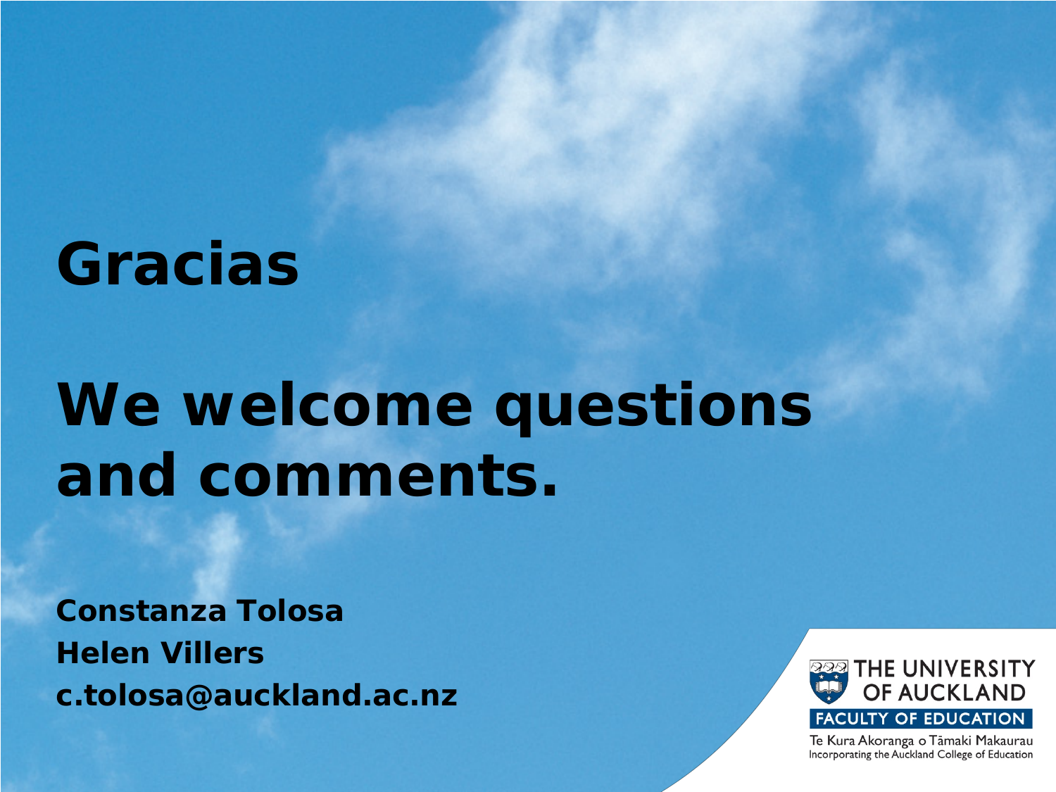# Gracias

# We welcome questions and comments.

**Constanza Tolosa**
**Helen Villers**
**c.tolosa@auckland.ac.nz**

THE UNIVERSITY OF AUCKLAND
FACULTY OF EDUCATION
Te Kura Akoranga o Tāmaki Makaurau
Incorporating the Auckland College of Education